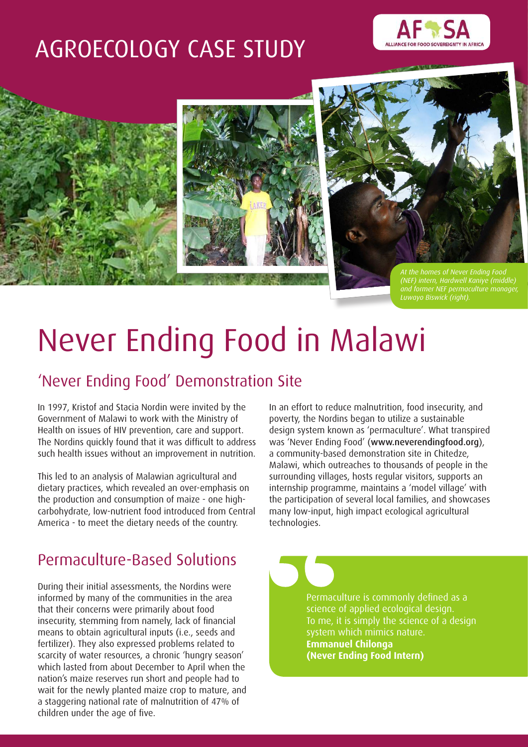# AGROECOLOGY CASE STUDY

AFSA ALLIANCE FOR FOOD SOVEREIGNTY IN AFRICA

*At the homes of Never Ending Food (NEF) intern, Hardwell Kaniye (middle) and former NEF permaculture manager, Luwayo Biswick (right).*

# Never Ending Food in Malawi

## 'Never Ending Food' Demonstration Site

In 1997, Kristof and Stacia Nordin were invited by the Government of Malawi to work with the Ministry of Health on issues of HIV prevention, care and support. The Nordins quickly found that it was difficult to address such health issues without an improvement in nutrition.

This led to an analysis of Malawian agricultural and dietary practices, which revealed an over-emphasis on the production and consumption of maize - one high-carbohydrate, low-nutrient food introduced from Central America - to meet the dietary needs of the country.

In an effort to reduce malnutrition, food insecurity, and poverty, the Nordins began to utilize a sustainable design system known as 'permaculture'. What transpired was 'Never Ending Food' (www.neverendingfood.org), a community-based demonstration site in Chitedze, Malawi, which outreaches to thousands of people in the surrounding villages, hosts regular visitors, supports an internship programme, maintains a 'model village' with the participation of several local families, and showcases many low-input, high impact ecological agricultural technologies.

## Permaculture-Based Solutions

During their initial assessments, the Nordins were informed by many of the communities in the area that their concerns were primarily about food insecurity, stemming from namely, lack of financial means to obtain agricultural inputs (i.e., seeds and fertilizer). They also expressed problems related to scarcity of water resources, a chronic 'hungry season' which lasted from about December to April when the nation's maize reserves run short and people had to wait for the newly planted maize crop to mature, and a staggering national rate of malnutrition of 47% of children under the age of five.

> Permaculture is commonly defined as a science of applied ecological design. To me, it is simply the science of a design system which mimics nature.
> **Emmanuel Chilonga**
> **(Never Ending Food Intern)**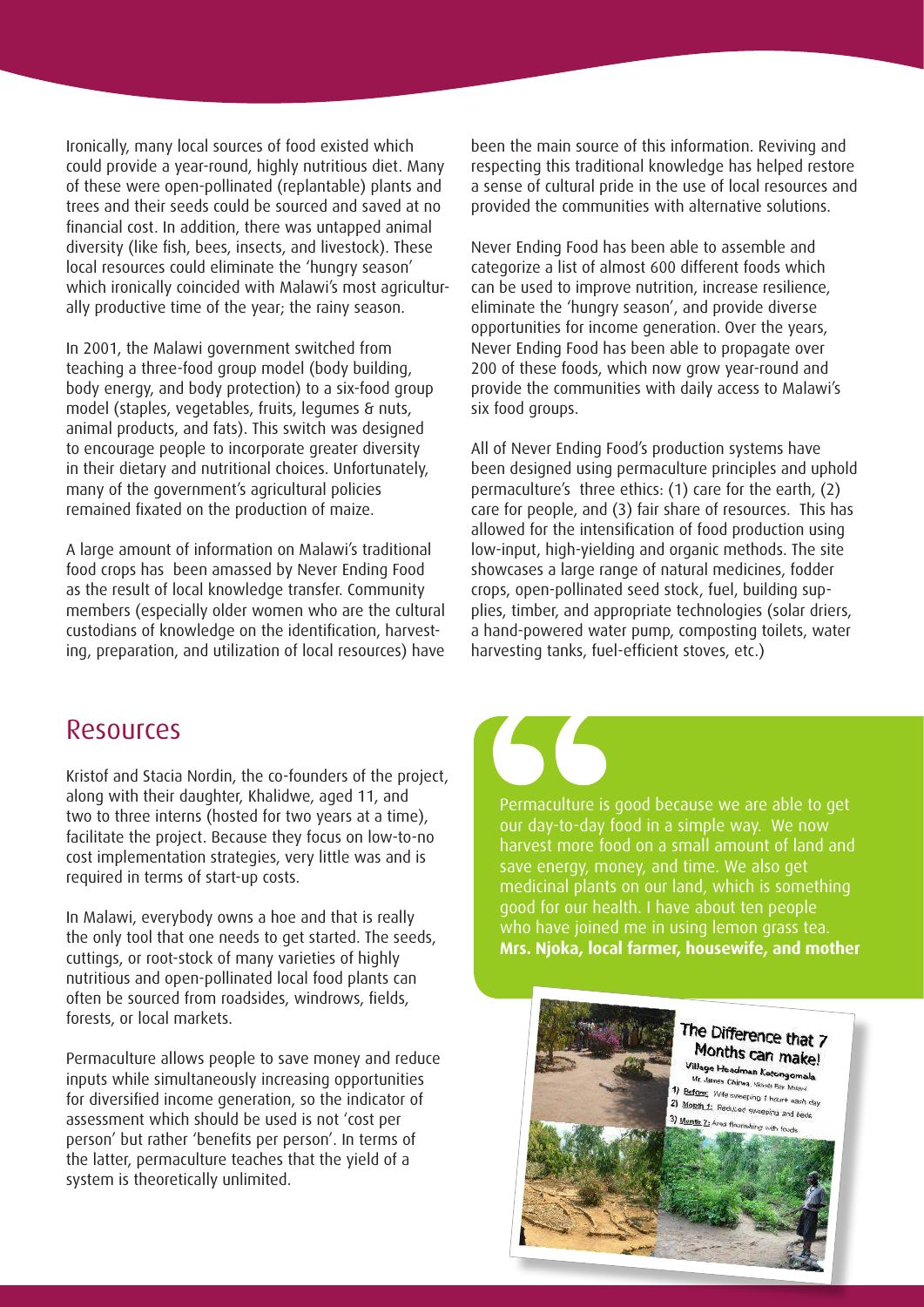Ironically, many local sources of food existed which could provide a year-round, highly nutritious diet. Many of these were open-pollinated (replantable) plants and trees and their seeds could be sourced and saved at no financial cost. In addition, there was untapped animal diversity (like fish, bees, insects, and livestock). These local resources could eliminate the 'hungry season' which ironically coincided with Malawi's most agriculturally productive time of the year; the rainy season.

In 2001, the Malawi government switched from teaching a three-food group model (body building, body energy, and body protection) to a six-food group model (staples, vegetables, fruits, legumes & nuts, animal products, and fats). This switch was designed to encourage people to incorporate greater diversity in their dietary and nutritional choices. Unfortunately, many of the government's agricultural policies remained fixated on the production of maize.

A large amount of information on Malawi's traditional food crops has been amassed by Never Ending Food as the result of local knowledge transfer. Community members (especially older women who are the cultural custodians of knowledge on the identification, harvesting, preparation, and utilization of local resources) have been the main source of this information. Reviving and respecting this traditional knowledge has helped restore a sense of cultural pride in the use of local resources and provided the communities with alternative solutions.

Never Ending Food has been able to assemble and categorize a list of almost 600 different foods which can be used to improve nutrition, increase resilience, eliminate the 'hungry season', and provide diverse opportunities for income generation. Over the years, Never Ending Food has been able to propagate over 200 of these foods, which now grow year-round and provide the communities with daily access to Malawi's six food groups.

All of Never Ending Food's production systems have been designed using permaculture principles and uphold permaculture's three ethics: (1) care for the earth, (2) care for people, and (3) fair share of resources. This has allowed for the intensification of food production using low-input, high-yielding and organic methods. The site showcases a large range of natural medicines, fodder crops, open-pollinated seed stock, fuel, building supplies, timber, and appropriate technologies (solar driers, a hand-powered water pump, composting toilets, water harvesting tanks, fuel-efficient stoves, etc.)

## Resources

Kristof and Stacia Nordin, the co-founders of the project, along with their daughter, Khalidwe, aged 11, and two to three interns (hosted for two years at a time), facilitate the project. Because they focus on low-to-no cost implementation strategies, very little was and is required in terms of start-up costs.

In Malawi, everybody owns a hoe and that is really the only tool that one needs to get started. The seeds, cuttings, or root-stock of many varieties of highly nutritious and open-pollinated local food plants can often be sourced from roadsides, windrows, fields, forests, or local markets.

Permaculture allows people to save money and reduce inputs while simultaneously increasing opportunities for diversified income generation, so the indicator of assessment which should be used is not 'cost per person' but rather 'benefits per person'. In terms of the latter, permaculture teaches that the yield of a system is theoretically unlimited.

> Permaculture is good because we are able to get our day-to-day food in a simple way. We now harvest more food on a small amount of land and save energy, money, and time. We also get medicinal plants on our land, which is something good for our health. I have about ten people who have joined me in using lemon grass tea.
> **Mrs. Njoka, local farmer, housewife, and mother**

The Difference that 7 Months can make!
Village Headman Katongomala
Mr. James Chirwa, Nkhata Bay, Malawi
1) Before: Wife sweeping 1 hour+ each day
2) Month 1: Reduced sweeping and beds
3) Month 7: Area flourishing with foods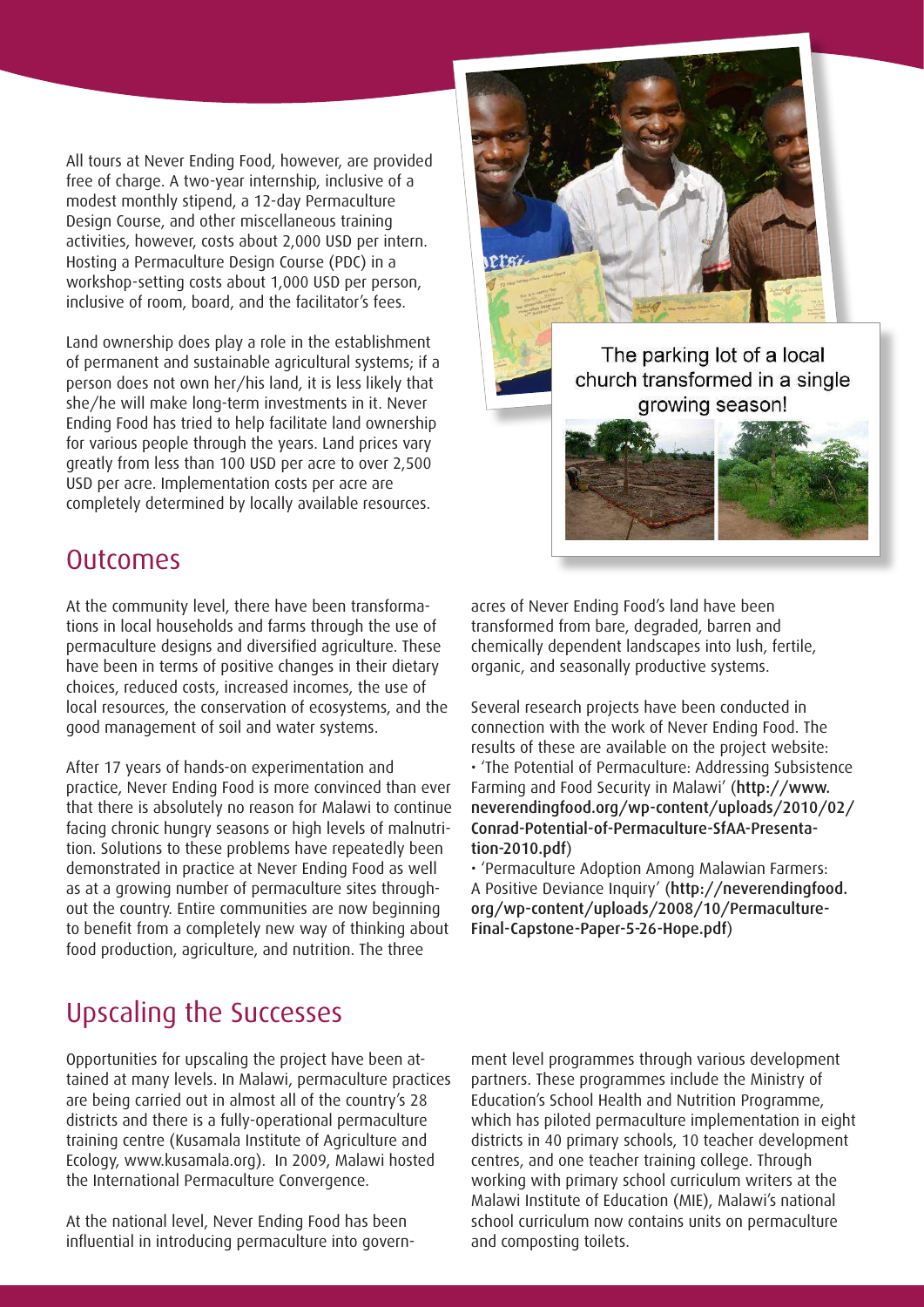All tours at Never Ending Food, however, are provided free of charge. A two-year internship, inclusive of a modest monthly stipend, a 12-day Permaculture Design Course, and other miscellaneous training activities, however, costs about 2,000 USD per intern. Hosting a Permaculture Design Course (PDC) in a workshop-setting costs about 1,000 USD per person, inclusive of room, board, and the facilitator's fees.

Land ownership does play a role in the establishment of permanent and sustainable agricultural systems; if a person does not own her/his land, it is less likely that she/he will make long-term investments in it. Never Ending Food has tried to help facilitate land ownership for various people through the years. Land prices vary greatly from less than 100 USD per acre to over 2,500 USD per acre. Implementation costs per acre are completely determined by locally available resources.

The parking lot of a local church transformed in a single growing season!

## Outcomes

At the community level, there have been transformations in local households and farms through the use of permaculture designs and diversified agriculture. These have been in terms of positive changes in their dietary choices, reduced costs, increased incomes, the use of local resources, the conservation of ecosystems, and the good management of soil and water systems.

After 17 years of hands-on experimentation and practice, Never Ending Food is more convinced than ever that there is absolutely no reason for Malawi to continue facing chronic hungry seasons or high levels of malnutrition. Solutions to these problems have repeatedly been demonstrated in practice at Never Ending Food as well as at a growing number of permaculture sites throughout the country. Entire communities are now beginning to benefit from a completely new way of thinking about food production, agriculture, and nutrition. The three acres of Never Ending Food's land have been transformed from bare, degraded, barren and chemically dependent landscapes into lush, fertile, organic, and seasonally productive systems.

Several research projects have been conducted in connection with the work of Never Ending Food. The results of these are available on the project website:

- 'The Potential of Permaculture: Addressing Subsistence Farming and Food Security in Malawi' (http://www.neverendingfood.org/wp-content/uploads/2010/02/Conrad-Potential-of-Permaculture-SfAA-Presentation-2010.pdf)
- 'Permaculture Adoption Among Malawian Farmers: A Positive Deviance Inquiry' (http://neverendingfood.org/wp-content/uploads/2008/10/Permaculture-Final-Capstone-Paper-5-26-Hope.pdf)

## Upscaling the Successes

Opportunities for upscaling the project have been attained at many levels. In Malawi, permaculture practices are being carried out in almost all of the country's 28 districts and there is a fully-operational permaculture training centre (Kusamala Institute of Agriculture and Ecology, www.kusamala.org). In 2009, Malawi hosted the International Permaculture Convergence.

At the national level, Never Ending Food has been influential in introducing permaculture into government level programmes through various development partners. These programmes include the Ministry of Education's School Health and Nutrition Programme, which has piloted permaculture implementation in eight districts in 40 primary schools, 10 teacher development centres, and one teacher training college. Through working with primary school curriculum writers at the Malawi Institute of Education (MIE), Malawi's national school curriculum now contains units on permaculture and composting toilets.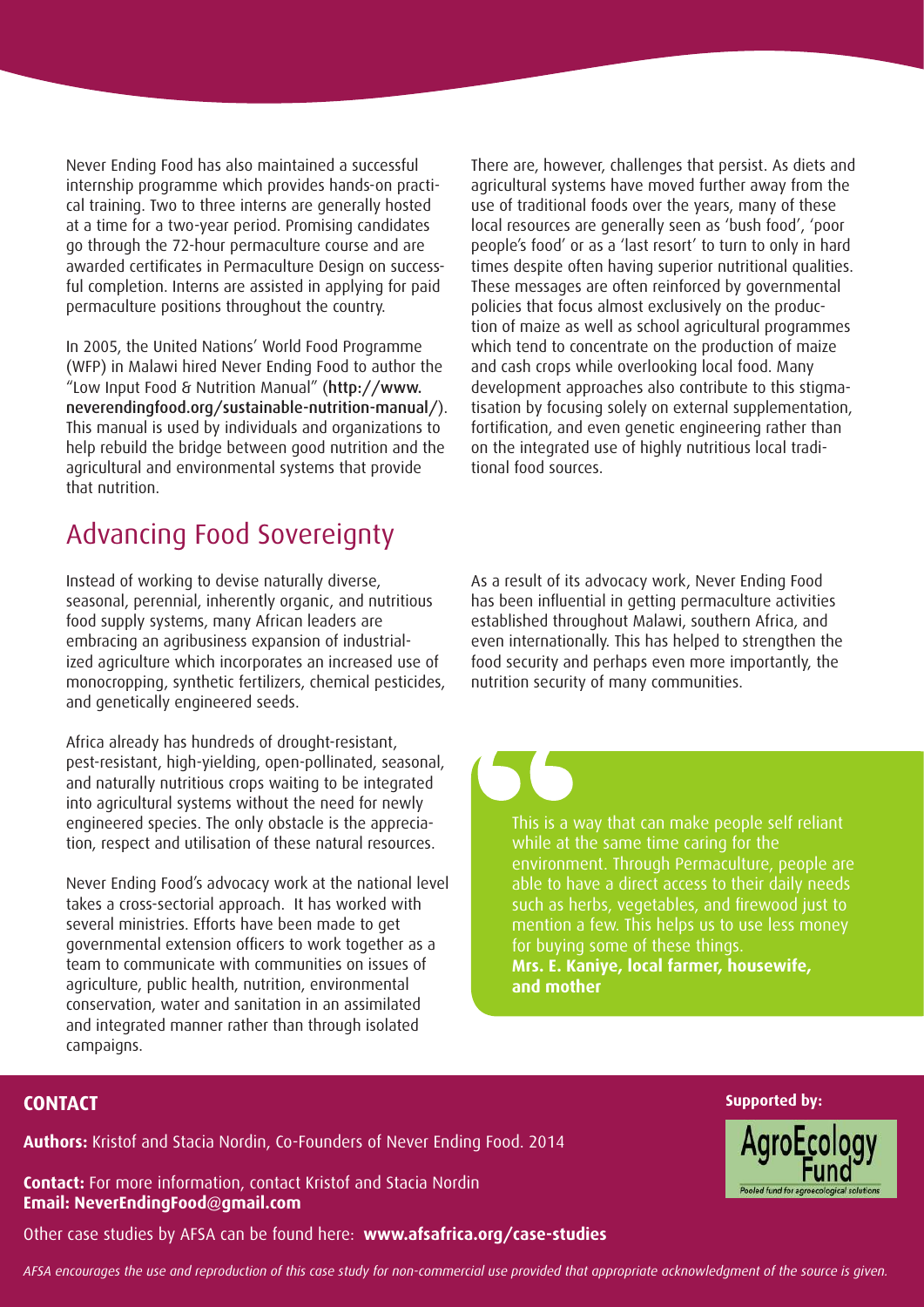Never Ending Food has also maintained a successful internship programme which provides hands-on practical training. Two to three interns are generally hosted at a time for a two-year period. Promising candidates go through the 72-hour permaculture course and are awarded certificates in Permaculture Design on successful completion. Interns are assisted in applying for paid permaculture positions throughout the country.

In 2005, the United Nations' World Food Programme (WFP) in Malawi hired Never Ending Food to author the "Low Input Food & Nutrition Manual" (**http://www.neverendingfood.org/sustainable-nutrition-manual/**). This manual is used by individuals and organizations to help rebuild the bridge between good nutrition and the agricultural and environmental systems that provide that nutrition.

There are, however, challenges that persist. As diets and agricultural systems have moved further away from the use of traditional foods over the years, many of these local resources are generally seen as 'bush food', 'poor people's food' or as a 'last resort' to turn to only in hard times despite often having superior nutritional qualities. These messages are often reinforced by governmental policies that focus almost exclusively on the production of maize as well as school agricultural programmes which tend to concentrate on the production of maize and cash crops while overlooking local food. Many development approaches also contribute to this stigmatisation by focusing solely on external supplementation, fortification, and even genetic engineering rather than on the integrated use of highly nutritious local traditional food sources.

## Advancing Food Sovereignty

Instead of working to devise naturally diverse, seasonal, perennial, inherently organic, and nutritious food supply systems, many African leaders are embracing an agribusiness expansion of industrialized agriculture which incorporates an increased use of monocropping, synthetic fertilizers, chemical pesticides, and genetically engineered seeds.

Africa already has hundreds of drought-resistant, pest-resistant, high-yielding, open-pollinated, seasonal, and naturally nutritious crops waiting to be integrated into agricultural systems without the need for newly engineered species. The only obstacle is the appreciation, respect and utilisation of these natural resources.

Never Ending Food's advocacy work at the national level takes a cross-sectorial approach. It has worked with several ministries. Efforts have been made to get governmental extension officers to work together as a team to communicate with communities on issues of agriculture, public health, nutrition, environmental conservation, water and sanitation in an assimilated and integrated manner rather than through isolated campaigns.

As a result of its advocacy work, Never Ending Food has been influential in getting permaculture activities established throughout Malawi, southern Africa, and even internationally. This has helped to strengthen the food security and perhaps even more importantly, the nutrition security of many communities.

> This is a way that can make people self reliant while at the same time caring for the environment. Through Permaculture, people are able to have a direct access to their daily needs such as herbs, vegetables, and firewood just to mention a few. This helps us to use less money for buying some of these things.
> **Mrs. E. Kaniye, local farmer, housewife, and mother**

### CONTACT

**Authors:** Kristof and Stacia Nordin, Co-Founders of Never Ending Food. 2014

**Contact:** For more information, contact Kristof and Stacia Nordin
**Email: NeverEndingFood@gmail.com**

Other case studies by AFSA can be found here: **www.afsafrica.org/case-studies**

**Supported by:** AgroEcology Fund – Pooled fund for agroecological solutions

*AFSA encourages the use and reproduction of this case study for non-commercial use provided that appropriate acknowledgment of the source is given.*